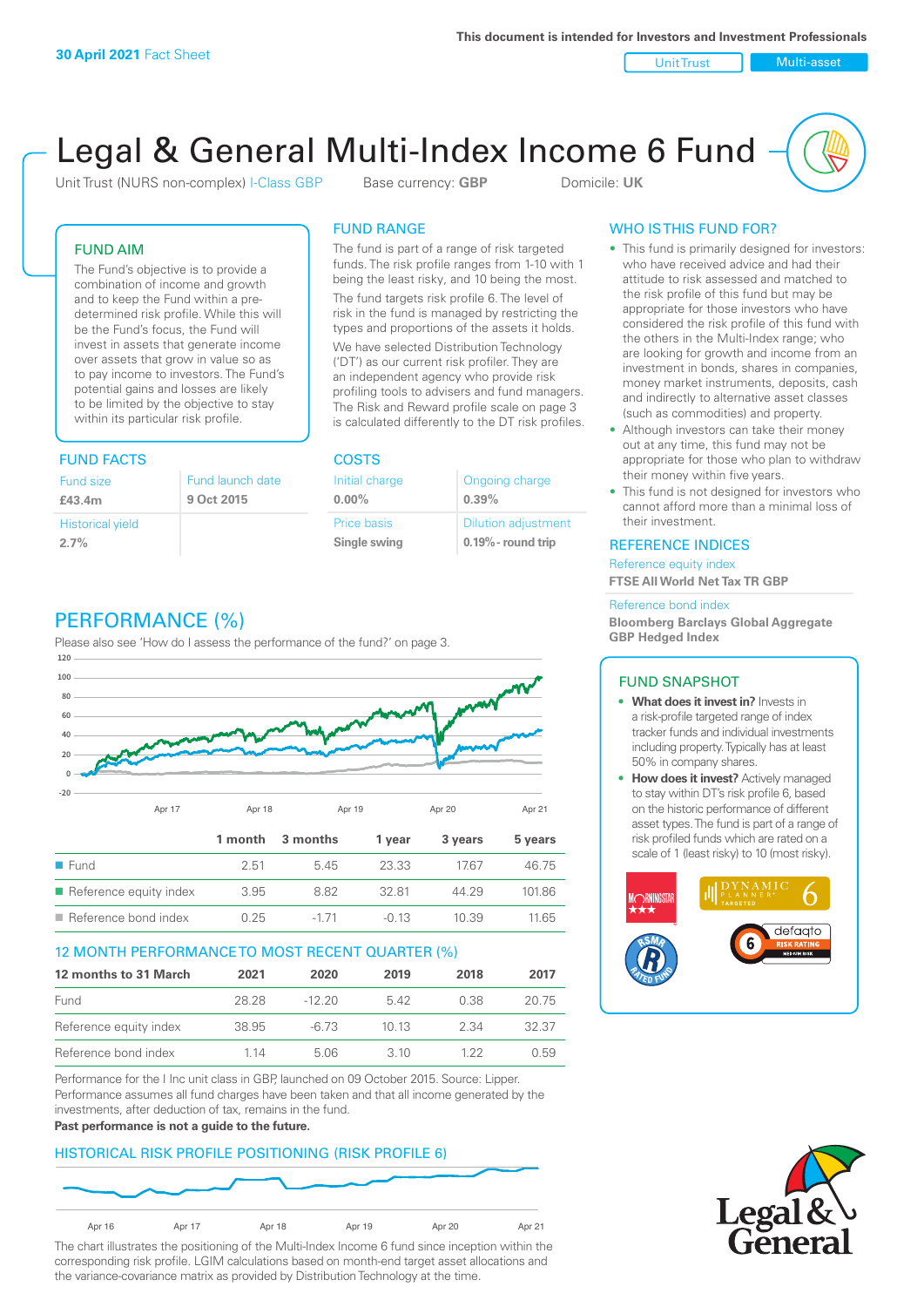**30 April 2021** Fact Sheet

This document is intended for Investors and Investment Professionals

Unit Trust | Multi-asset

# Legal & General Multi-Index Income 6 Fund

Unit Trust (NURS non-complex) I-Class GBP    Base currency: **GBP**    Domicile: **UK**

## FUND AIM

The Fund's objective is to provide a combination of income and growth and to keep the Fund within a pre-determined risk profile. While this will be the Fund's focus, the Fund will invest in assets that generate income over assets that grow in value so as to pay income to investors. The Fund's potential gains and losses are likely to be limited by the objective to stay within its particular risk profile.

## FUND RANGE

The fund is part of a range of risk targeted funds. The risk profile ranges from 1-10 with 1 being the least risky, and 10 being the most.

The fund targets risk profile 6. The level of risk in the fund is managed by restricting the types and proportions of the assets it holds. We have selected Distribution Technology ('DT') as our current risk profiler. They are an independent agency who provide risk profiling tools to advisers and fund managers. The Risk and Reward profile scale on page 3 is calculated differently to the DT risk profiles.

## WHO IS THIS FUND FOR?

- This fund is primarily designed for investors: who have received advice and had their attitude to risk assessed and matched to the risk profile of this fund but may be appropriate for those investors who have considered the risk profile of this fund with the others in the Multi-Index range; who are looking for growth and income from an investment in bonds, shares in companies, money market instruments, deposits, cash and indirectly to alternative asset classes (such as commodities) and property.
- Although investors can take their money out at any time, this fund may not be appropriate for those who plan to withdraw their money within five years.
- This fund is not designed for investors who cannot afford more than a minimal loss of their investment.

## FUND FACTS

| Fund size | Fund launch date |
|---|---|
| **£43.4m** | **9 Oct 2015** |
| Historical yield | |
| **2.7%** | |

## COSTS

| Initial charge | Ongoing charge |
|---|---|
| **0.00%** | **0.39%** |
| Price basis | Dilution adjustment |
| **Single swing** | **0.19% - round trip** |

## REFERENCE INDICES

Reference equity index
**FTSE All World Net Tax TR GBP**

Reference bond index
**Bloomberg Barclays Global Aggregate GBP Hedged Index**

## PERFORMANCE (%)

Please also see 'How do I assess the performance of the fund?' on page 3.

| | 1 month | 3 months | 1 year | 3 years | 5 years |
|---|---|---|---|---|---|
| Fund | 2.51 | 5.45 | 23.33 | 17.67 | 46.75 |
| Reference equity index | 3.95 | 8.82 | 32.81 | 44.29 | 101.86 |
| Reference bond index | 0.25 | -1.71 | -0.13 | 10.39 | 11.65 |

## 12 MONTH PERFORMANCE TO MOST RECENT QUARTER (%)

| 12 months to 31 March | 2021 | 2020 | 2019 | 2018 | 2017 |
|---|---|---|---|---|---|
| Fund | 28.28 | -12.20 | 5.42 | 0.38 | 20.75 |
| Reference equity index | 38.95 | -6.73 | 10.13 | 2.34 | 32.37 |
| Reference bond index | 1.14 | 5.06 | 3.10 | 1.22 | 0.59 |

Performance for the I Inc unit class in GBP, launched on 09 October 2015. Source: Lipper. Performance assumes all fund charges have been taken and that all income generated by the investments, after deduction of tax, remains in the fund.
**Past performance is not a guide to the future.**

## HISTORICAL RISK PROFILE POSITIONING (RISK PROFILE 6)

The chart illustrates the positioning of the Multi-Index Income 6 fund since inception within the corresponding risk profile. LGIM calculations based on month-end target asset allocations and the variance-covariance matrix as provided by Distribution Technology at the time.

## FUND SNAPSHOT

- **What does it invest in?** Invests in a risk-profile targeted range of index tracker funds and individual investments including property. Typically has at least 50% in company shares.
- **How does it invest?** Actively managed to stay within DT's risk profile 6, based on the historic performance of different asset types. The fund is part of a range of risk profiled funds which are rated on a scale of 1 (least risky) to 10 (most risky).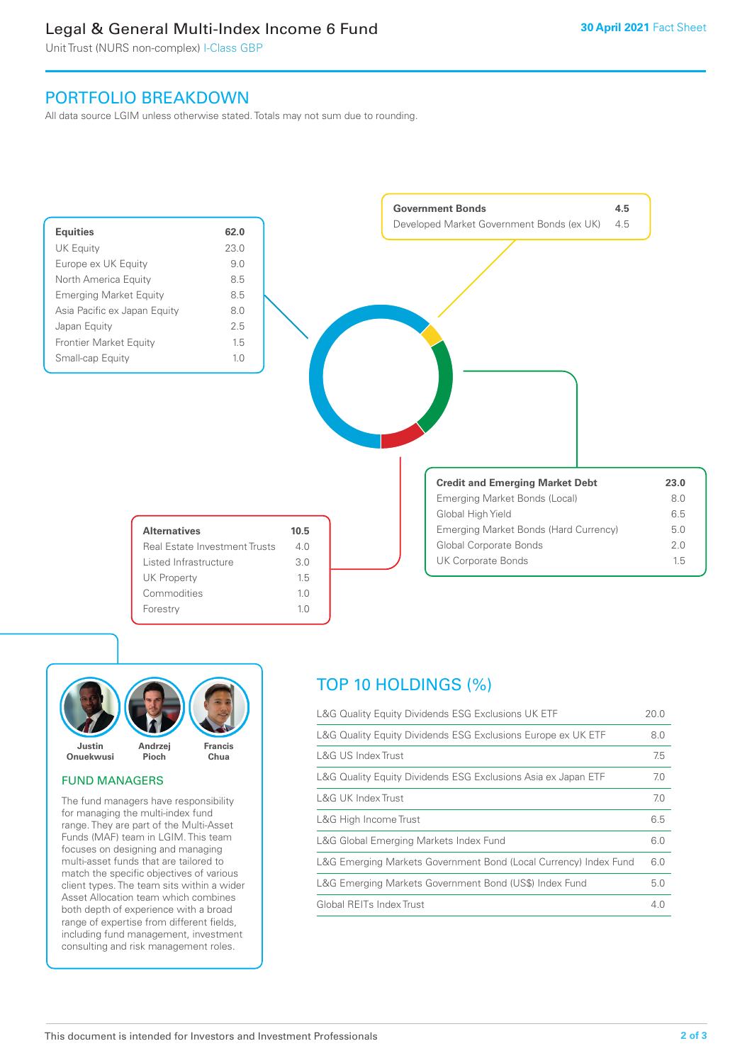# Legal & General Multi-Index Income 6 Fund

Unit Trust (NURS non-complex) I-Class GBP

30 April 2021 Fact Sheet

## PORTFOLIO BREAKDOWN

All data source LGIM unless otherwise stated. Totals may not sum due to rounding.

| Equities | 62.0 |
|---|---|
| UK Equity | 23.0 |
| Europe ex UK Equity | 9.0 |
| North America Equity | 8.5 |
| Emerging Market Equity | 8.5 |
| Asia Pacific ex Japan Equity | 8.0 |
| Japan Equity | 2.5 |
| Frontier Market Equity | 1.5 |
| Small-cap Equity | 1.0 |

| Government Bonds | 4.5 |
|---|---|
| Developed Market Government Bonds (ex UK) | 4.5 |

| Credit and Emerging Market Debt | 23.0 |
|---|---|
| Emerging Market Bonds (Local) | 8.0 |
| Global High Yield | 6.5 |
| Emerging Market Bonds (Hard Currency) | 5.0 |
| Global Corporate Bonds | 2.0 |
| UK Corporate Bonds | 1.5 |

| Alternatives | 10.5 |
|---|---|
| Real Estate Investment Trusts | 4.0 |
| Listed Infrastructure | 3.0 |
| UK Property | 1.5 |
| Commodities | 1.0 |
| Forestry | 1.0 |

Justin Onuekwusi | Andrzej Pioch | Francis Chua

### FUND MANAGERS

The fund managers have responsibility for managing the multi-index fund range. They are part of the Multi-Asset Funds (MAF) team in LGIM. This team focuses on designing and managing multi-asset funds that are tailored to match the specific objectives of various client types. The team sits within a wider Asset Allocation team which combines both depth of experience with a broad range of expertise from different fields, including fund management, investment consulting and risk management roles.

## TOP 10 HOLDINGS (%)

| Holding | % |
|---|---|
| L&G Quality Equity Dividends ESG Exclusions UK ETF | 20.0 |
| L&G Quality Equity Dividends ESG Exclusions Europe ex UK ETF | 8.0 |
| L&G US Index Trust | 7.5 |
| L&G Quality Equity Dividends ESG Exclusions Asia ex Japan ETF | 7.0 |
| L&G UK Index Trust | 7.0 |
| L&G High Income Trust | 6.5 |
| L&G Global Emerging Markets Index Fund | 6.0 |
| L&G Emerging Markets Government Bond (Local Currency) Index Fund | 6.0 |
| L&G Emerging Markets Government Bond (US$) Index Fund | 5.0 |
| Global REITs Index Trust | 4.0 |

This document is intended for Investors and Investment Professionals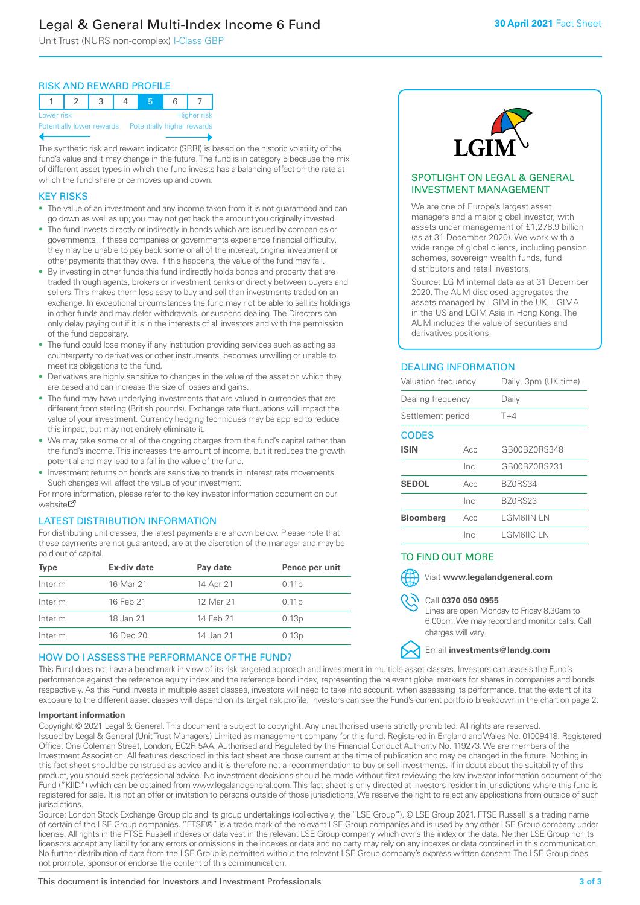# Legal & General Multi-Index Income 6 Fund

Unit Trust (NURS non-complex) I-Class GBP

**30 April 2021** Fact Sheet

## RISK AND REWARD PROFILE

| 1 | 2 | 3 | 4 | 5 | 6 | 7 |
|---|---|---|---|---|---|---|

Lower risk — Higher risk

Potentially lower rewards — Potentially higher rewards

The synthetic risk and reward indicator (SRRI) is based on the historic volatility of the fund's value and it may change in the future. The fund is in category 5 because the mix of different asset types in which the fund invests has a balancing effect on the rate at which the fund share price moves up and down.

## KEY RISKS

- The value of an investment and any income taken from it is not guaranteed and can go down as well as up; you may not get back the amount you originally invested.
- The fund invests directly or indirectly in bonds which are issued by companies or governments. If these companies or governments experience financial difficulty, they may be unable to pay back some or all of the interest, original investment or other payments that they owe. If this happens, the value of the fund may fall.
- By investing in other funds this fund indirectly holds bonds and property that are traded through agents, brokers or investment banks or directly between buyers and sellers. This makes them less easy to buy and sell than investments traded on an exchange. In exceptional circumstances the fund may not be able to sell its holdings in other funds and may defer withdrawals, or suspend dealing. The Directors can only delay paying out if it is in the interests of all investors and with the permission of the fund depositary.
- The fund could lose money if any institution providing services such as acting as counterparty to derivatives or other instruments, becomes unwilling or unable to meet its obligations to the fund.
- Derivatives are highly sensitive to changes in the value of the asset on which they are based and can increase the size of losses and gains.
- The fund may have underlying investments that are valued in currencies that are different from sterling (British pounds). Exchange rate fluctuations will impact the value of your investment. Currency hedging techniques may be applied to reduce this impact but may not entirely eliminate it.
- We may take some or all of the ongoing charges from the fund's capital rather than the fund's income. This increases the amount of income, but it reduces the growth potential and may lead to a fall in the value of the fund.
- Investment returns on bonds are sensitive to trends in interest rate movements. Such changes will affect the value of your investment.

For more information, please refer to the key investor information document on our website

## LATEST DISTRIBUTION INFORMATION

For distributing unit classes, the latest payments are shown below. Please note that these payments are not guaranteed, are at the discretion of the manager and may be paid out of capital.

| Type | Ex-div date | Pay date | Pence per unit |
|---|---|---|---|
| Interim | 16 Mar 21 | 14 Apr 21 | 0.11p |
| Interim | 16 Feb 21 | 12 Mar 21 | 0.11p |
| Interim | 18 Jan 21 | 14 Feb 21 | 0.13p |
| Interim | 16 Dec 20 | 14 Jan 21 | 0.13p |

## HOW DO I ASSESS THE PERFORMANCE OF THE FUND?

This Fund does not have a benchmark in view of its risk targeted approach and investment in multiple asset classes. Investors can assess the Fund's performance against the reference equity index and the reference bond index, representing the relevant global markets for shares in companies and bonds respectively. As this Fund invests in multiple asset classes, investors will need to take into account, when assessing its performance, that the extent of its exposure to the different asset classes will depend on its target risk profile. Investors can see the Fund's current portfolio breakdown in the chart on page 2.

## SPOTLIGHT ON LEGAL & GENERAL INVESTMENT MANAGEMENT

We are one of Europe's largest asset managers and a major global investor, with assets under management of £1,278.9 billion (as at 31 December 2020). We work with a wide range of global clients, including pension schemes, sovereign wealth funds, fund distributors and retail investors.

Source: LGIM internal data as at 31 December 2020. The AUM disclosed aggregates the assets managed by LGIM in the UK, LGIMA in the US and LGIM Asia in Hong Kong. The AUM includes the value of securities and derivatives positions.

## DEALING INFORMATION

| | |
|---|---|
| Valuation frequency | Daily, 3pm (UK time) |
| Dealing frequency | Daily |
| Settlement period | T+4 |

## CODES

| | | |
|---|---|---|
| **ISIN** | I Acc | GB00BZ0RS348 |
| | I Inc | GB00BZ0RS231 |
| **SEDOL** | I Acc | BZ0RS34 |
| | I Inc | BZ0RS23 |
| **Bloomberg** | I Acc | LGM6IIN LN |
| | I Inc | LGM6IIC LN |

## TO FIND OUT MORE

Visit **www.legalandgeneral.com**

Call **0370 050 0955**
Lines are open Monday to Friday 8.30am to 6.00pm. We may record and monitor calls. Call charges will vary.

Email **investments@landg.com**

### Important information

Copyright © 2021 Legal & General. This document is subject to copyright. Any unauthorised use is strictly prohibited. All rights are reserved.

Issued by Legal & General (Unit Trust Managers) Limited as management company for this fund. Registered in England and Wales No. 01009418. Registered Office: One Coleman Street, London, EC2R 5AA. Authorised and Regulated by the Financial Conduct Authority No. 119273. We are members of the Investment Association. All features described in this fact sheet are those current at the time of publication and may be changed in the future. Nothing in this fact sheet should be construed as advice and it is therefore not a recommendation to buy or sell investments. If in doubt about the suitability of this product, you should seek professional advice. No investment decisions should be made without first reviewing the key investor information document of the Fund ("KIID") which can be obtained from www.legalandgeneral.com. This fact sheet is only directed at investors resident in jurisdictions where this fund is registered for sale. It is not an offer or invitation to persons outside of those jurisdictions. We reserve the right to reject any applications from outside of such jurisdictions.

Source: London Stock Exchange Group plc and its group undertakings (collectively, the "LSE Group"). © LSE Group 2021. FTSE Russell is a trading name of certain of the LSE Group companies. "FTSE®" is a trade mark of the relevant LSE Group companies and is used by any other LSE Group company under license. All rights in the FTSE Russell indexes or data vest in the relevant LSE Group company which owns the index or the data. Neither LSE Group nor its licensors accept any liability for any errors or omissions in the indexes or data and no party may rely on any indexes or data contained in this communication. No further distribution of data from the LSE Group is permitted without the relevant LSE Group company's express written consent. The LSE Group does not promote, sponsor or endorse the content of this communication.

This document is intended for Investors and Investment Professionals